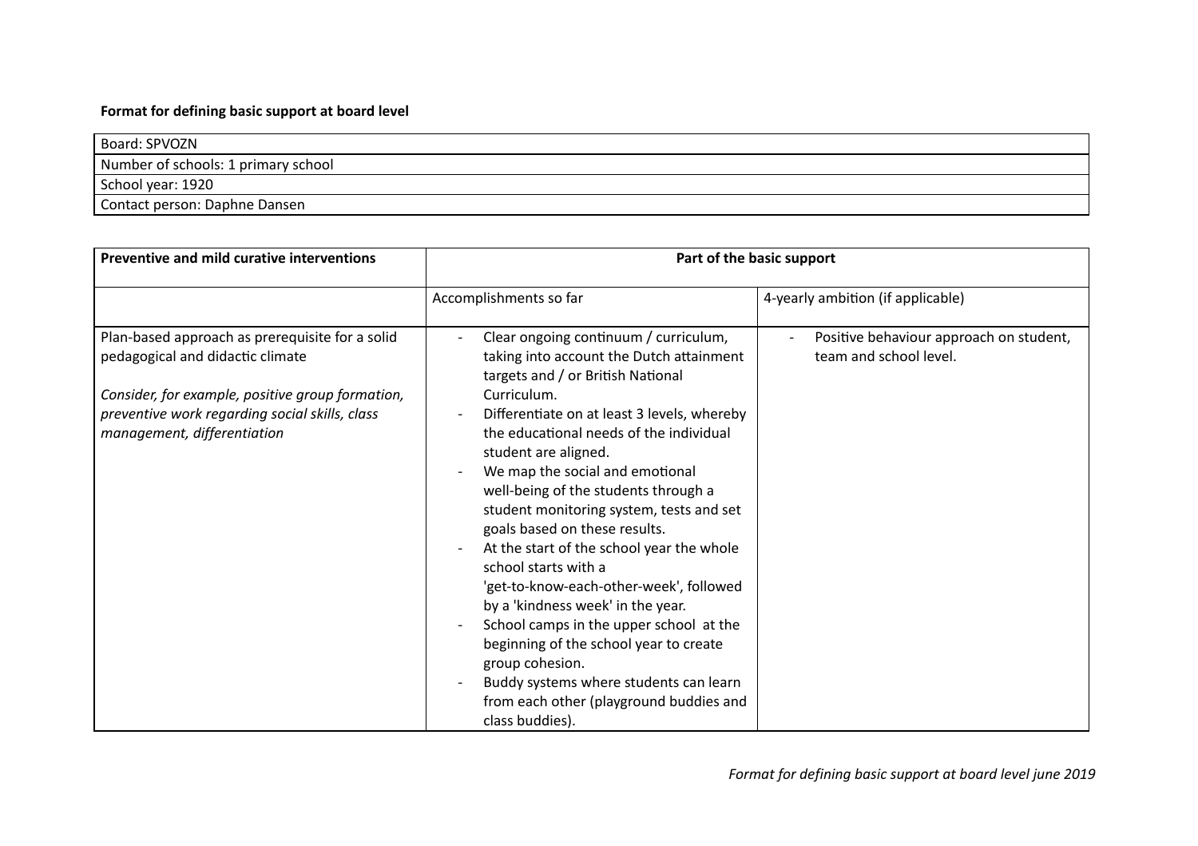**Format for defining basic support at board level**

| Board: SPVOZN |
|---|
| Number of schools: 1 primary school |
| School year: 1920 |
| Contact person: Daphne Dansen |

| Preventive and mild curative interventions | Part of the basic support | |
|---|---|---|
| | Accomplishments so far | 4-yearly ambition (if applicable) |
| Plan-based approach as prerequisite for a solid pedagogical and didactic climate<br><br>*Consider, for example, positive group formation, preventive work regarding social skills, class management, differentiation* | - Clear ongoing continuum / curriculum, taking into account the Dutch attainment targets and / or British National Curriculum.<br>- Differentiate on at least 3 levels, whereby the educational needs of the individual student are aligned.<br>- We map the social and emotional well-being of the students through a student monitoring system, tests and set goals based on these results.<br>- At the start of the school year the whole school starts with a 'get-to-know-each-other-week', followed by a 'kindness week' in the year.<br>- School camps in the upper school at the beginning of the school year to create group cohesion.<br>- Buddy systems where students can learn from each other (playground buddies and class buddies). | - Positive behaviour approach on student, team and school level. |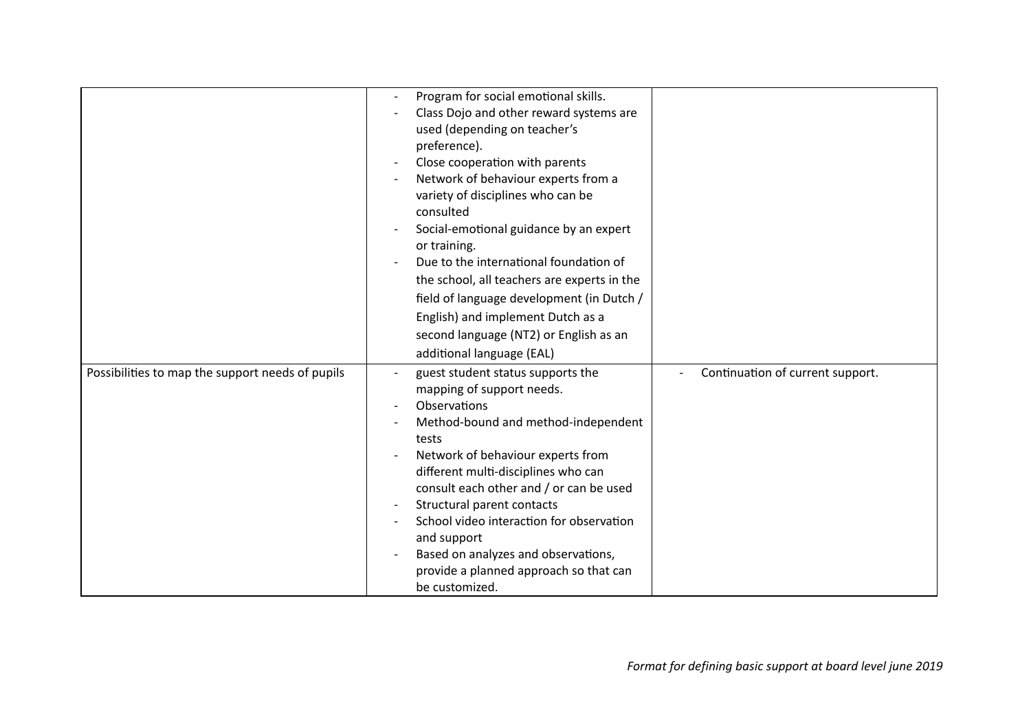| | | |
|---|---|---|
| | - Program for social emotional skills.<br>- Class Dojo and other reward systems are used (depending on teacher's preference).<br>- Close cooperation with parents<br>- Network of behaviour experts from a variety of disciplines who can be consulted<br>- Social-emotional guidance by an expert or training.<br>- Due to the international foundation of the school, all teachers are experts in the field of language development (in Dutch / English) and implement Dutch as a second language (NT2) or English as an additional language (EAL) | |
| Possibilities to map the support needs of pupils | - guest student status supports the mapping of support needs.<br>- Observations<br>- Method-bound and method-independent tests<br>- Network of behaviour experts from different multi-disciplines who can consult each other and / or can be used<br>- Structural parent contacts<br>- School video interaction for observation and support<br>- Based on analyzes and observations, provide a planned approach so that can be customized. | - Continuation of current support. |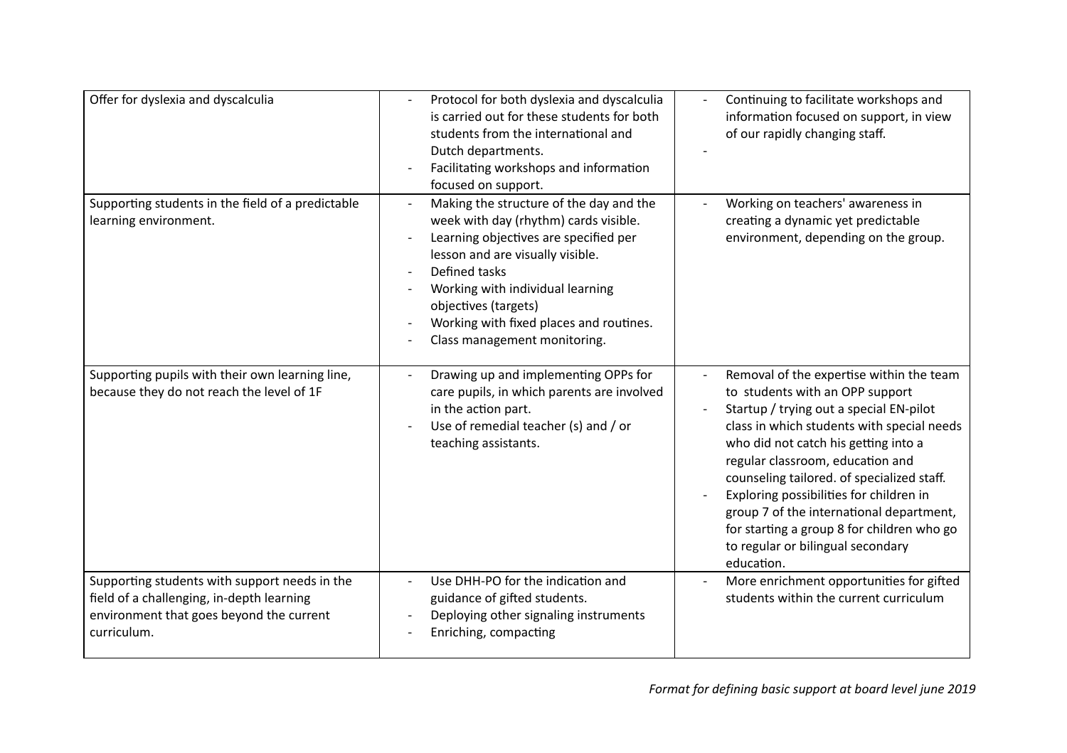| Offer for dyslexia and dyscalculia | - Protocol for both dyslexia and dyscalculia is carried out for these students for both students from the international and Dutch departments.<br>- Facilitating workshops and information focused on support. | - Continuing to facilitate workshops and information focused on support, in view of our rapidly changing staff.<br>- |
|---|---|---|
| Supporting students in the field of a predictable learning environment. | - Making the structure of the day and the week with day (rhythm) cards visible.<br>- Learning objectives are specified per lesson and are visually visible.<br>- Defined tasks<br>- Working with individual learning objectives (targets)<br>- Working with fixed places and routines.<br>- Class management monitoring. | - Working on teachers' awareness in creating a dynamic yet predictable environment, depending on the group. |
| Supporting pupils with their own learning line, because they do not reach the level of 1F | - Drawing up and implementing OPPs for care pupils, in which parents are involved in the action part.<br>- Use of remedial teacher (s) and / or teaching assistants. | - Removal of the expertise within the team to students with an OPP support<br>- Startup / trying out a special EN-pilot class in which students with special needs who did not catch his getting into a regular classroom, education and counseling tailored. of specialized staff.<br>- Exploring possibilities for children in group 7 of the international department, for starting a group 8 for children who go to regular or bilingual secondary education. |
| Supporting students with support needs in the field of a challenging, in-depth learning environment that goes beyond the current curriculum. | - Use DHH-PO for the indication and guidance of gifted students.<br>- Deploying other signaling instruments<br>- Enriching, compacting | - More enrichment opportunities for gifted students within the current curriculum |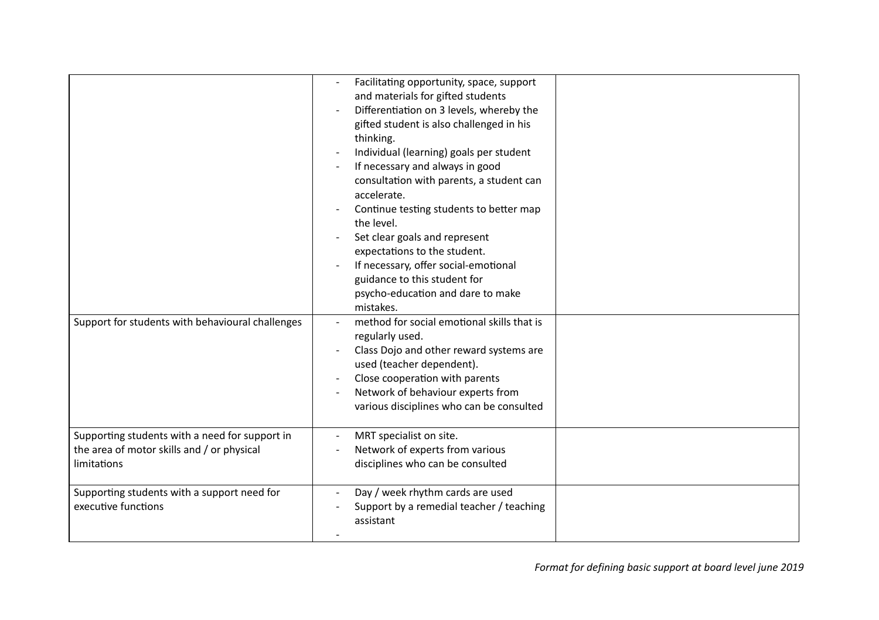| | | |
|---|---|---|
| | - Facilitating opportunity, space, support and materials for gifted students<br>- Differentiation on 3 levels, whereby the gifted student is also challenged in his thinking.<br>- Individual (learning) goals per student<br>- If necessary and always in good consultation with parents, a student can accelerate.<br>- Continue testing students to better map the level.<br>- Set clear goals and represent expectations to the student.<br>- If necessary, offer social-emotional guidance to this student for psycho-education and dare to make mistakes. | |
| Support for students with behavioural challenges | - method for social emotional skills that is regularly used.<br>- Class Dojo and other reward systems are used (teacher dependent).<br>- Close cooperation with parents<br>- Network of behaviour experts from various disciplines who can be consulted | |
| Supporting students with a need for support in the area of motor skills and / or physical limitations | - MRT specialist on site.<br>- Network of experts from various disciplines who can be consulted | |
| Supporting students with a support need for executive functions | - Day / week rhythm cards are used<br>- Support by a remedial teacher / teaching assistant<br>- | |

*Format for defining basic support at board level june 2019*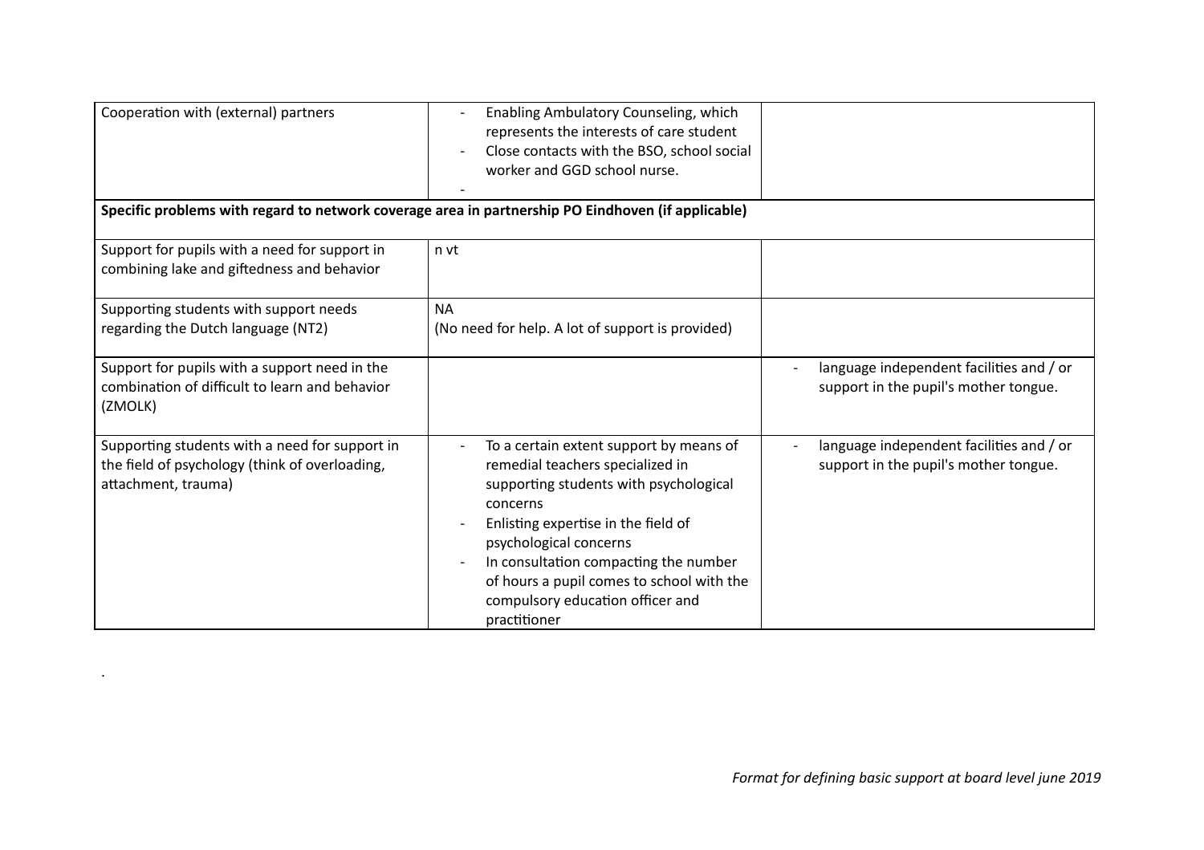| | | |
|---|---|---|
| Cooperation with (external) partners | - Enabling Ambulatory Counseling, which represents the interests of care student<br>- Close contacts with the BSO, school social worker and GGD school nurse.<br>- | |
| **Specific problems with regard to network coverage area in partnership PO Eindhoven (if applicable)** | | |
| Support for pupils with a need for support in combining lake and giftedness and behavior | n vt | |
| Supporting students with support needs regarding the Dutch language (NT2) | NA<br>(No need for help. A lot of support is provided) | |
| Support for pupils with a support need in the combination of difficult to learn and behavior (ZMOLK) | | - language independent facilities and / or support in the pupil's mother tongue. |
| Supporting students with a need for support in the field of psychology (think of overloading, attachment, trauma) | - To a certain extent support by means of remedial teachers specialized in supporting students with psychological concerns<br>- Enlisting expertise in the field of psychological concerns<br>- In consultation compacting the number of hours a pupil comes to school with the compulsory education officer and practitioner | - language independent facilities and / or support in the pupil's mother tongue. |

.

*Format for defining basic support at board level june 2019*